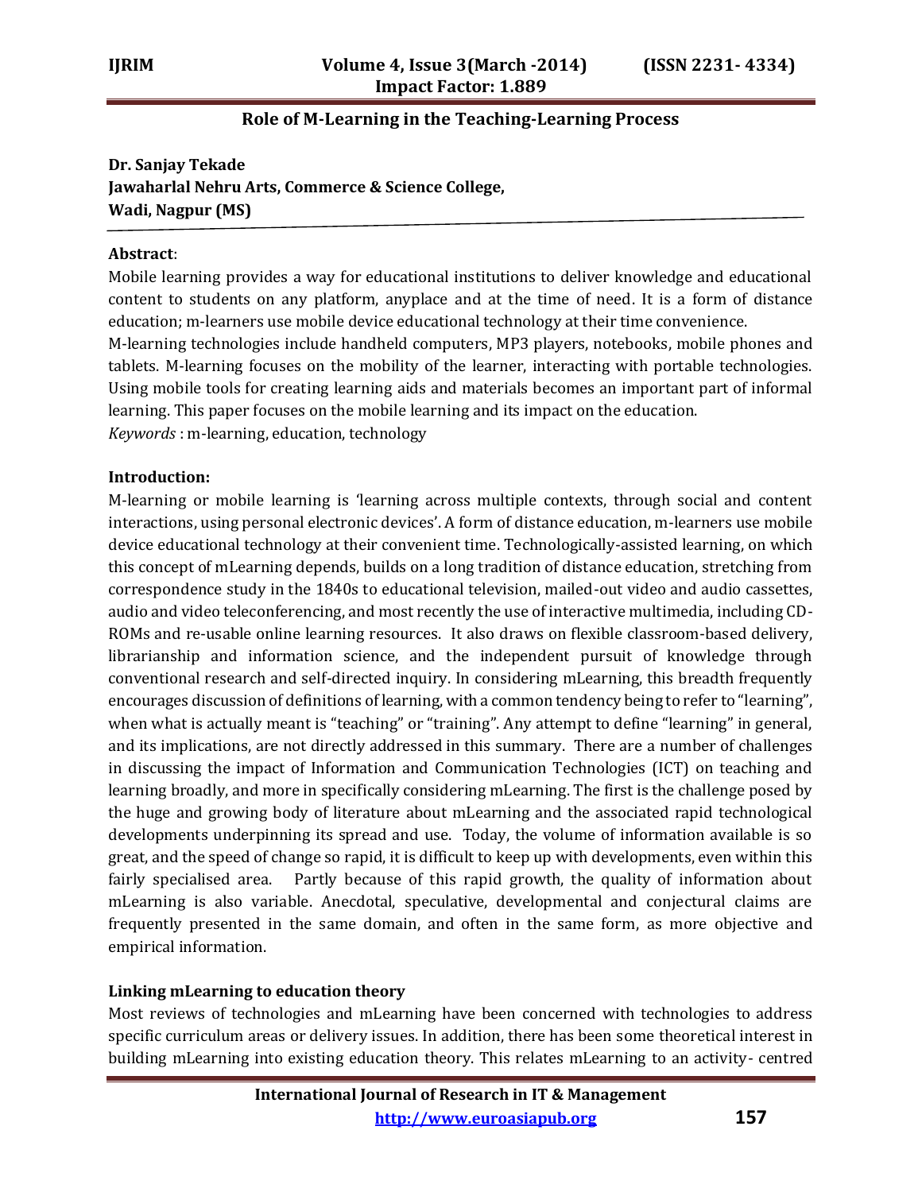# Role of M-Learning in the Teaching-Learning Process

**Dr. Sanjay Tekade**
**Jawaharlal Nehru Arts, Commerce & Science College,**
**Wadi, Nagpur (MS)**

**Abstract**:

Mobile learning provides a way for educational institutions to deliver knowledge and educational content to students on any platform, anyplace and at the time of need. It is a form of distance education; m-learners use mobile device educational technology at their time convenience.

M-learning technologies include handheld computers, MP3 players, notebooks, mobile phones and tablets. M-learning focuses on the mobility of the learner, interacting with portable technologies. Using mobile tools for creating learning aids and materials becomes an important part of informal learning. This paper focuses on the mobile learning and its impact on the education.

*Keywords* : m-learning, education, technology

**Introduction:**

M-learning or mobile learning is 'learning across multiple contexts, through social and content interactions, using personal electronic devices'. A form of distance education, m-learners use mobile device educational technology at their convenient time. Technologically-assisted learning, on which this concept of mLearning depends, builds on a long tradition of distance education, stretching from correspondence study in the 1840s to educational television, mailed-out video and audio cassettes, audio and video teleconferencing, and most recently the use of interactive multimedia, including CD-ROMs and re-usable online learning resources. It also draws on flexible classroom-based delivery, librarianship and information science, and the independent pursuit of knowledge through conventional research and self-directed inquiry. In considering mLearning, this breadth frequently encourages discussion of definitions of learning, with a common tendency being to refer to "learning", when what is actually meant is "teaching" or "training". Any attempt to define "learning" in general, and its implications, are not directly addressed in this summary. There are a number of challenges in discussing the impact of Information and Communication Technologies (ICT) on teaching and learning broadly, and more in specifically considering mLearning. The first is the challenge posed by the huge and growing body of literature about mLearning and the associated rapid technological developments underpinning its spread and use. Today, the volume of information available is so great, and the speed of change so rapid, it is difficult to keep up with developments, even within this fairly specialised area. Partly because of this rapid growth, the quality of information about mLearning is also variable. Anecdotal, speculative, developmental and conjectural claims are frequently presented in the same domain, and often in the same form, as more objective and empirical information.

**Linking mLearning to education theory**

Most reviews of technologies and mLearning have been concerned with technologies to address specific curriculum areas or delivery issues. In addition, there has been some theoretical interest in building mLearning into existing education theory. This relates mLearning to an activity- centred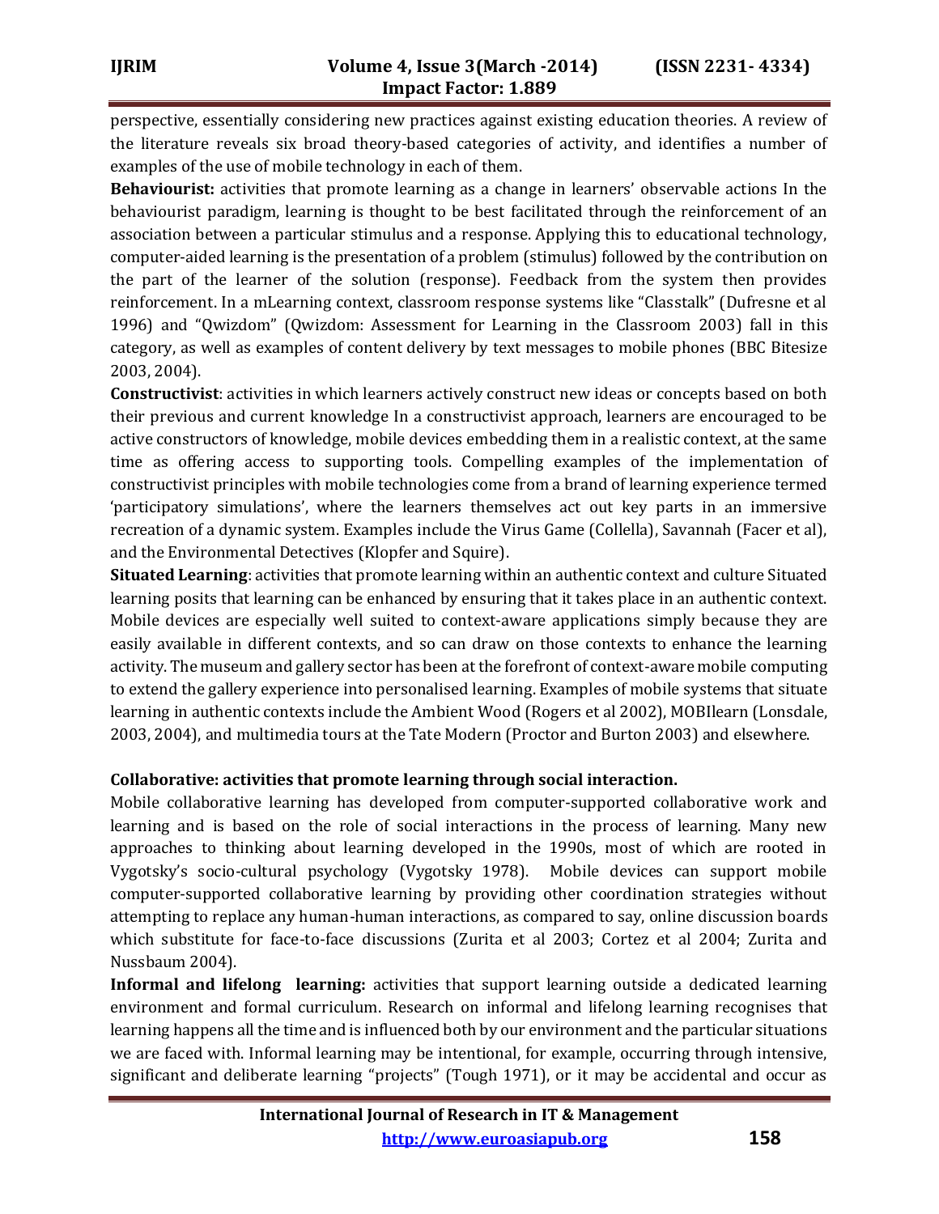perspective, essentially considering new practices against existing education theories. A review of the literature reveals six broad theory-based categories of activity, and identifies a number of examples of the use of mobile technology in each of them.

**Behaviourist:** activities that promote learning as a change in learners' observable actions In the behaviourist paradigm, learning is thought to be best facilitated through the reinforcement of an association between a particular stimulus and a response. Applying this to educational technology, computer-aided learning is the presentation of a problem (stimulus) followed by the contribution on the part of the learner of the solution (response). Feedback from the system then provides reinforcement. In a mLearning context, classroom response systems like "Classtalk" (Dufresne et al 1996) and "Qwizdom" (Qwizdom: Assessment for Learning in the Classroom 2003) fall in this category, as well as examples of content delivery by text messages to mobile phones (BBC Bitesize 2003, 2004).

**Constructivist**: activities in which learners actively construct new ideas or concepts based on both their previous and current knowledge In a constructivist approach, learners are encouraged to be active constructors of knowledge, mobile devices embedding them in a realistic context, at the same time as offering access to supporting tools. Compelling examples of the implementation of constructivist principles with mobile technologies come from a brand of learning experience termed 'participatory simulations', where the learners themselves act out key parts in an immersive recreation of a dynamic system. Examples include the Virus Game (Collella), Savannah (Facer et al), and the Environmental Detectives (Klopfer and Squire).

**Situated Learning**: activities that promote learning within an authentic context and culture Situated learning posits that learning can be enhanced by ensuring that it takes place in an authentic context. Mobile devices are especially well suited to context-aware applications simply because they are easily available in different contexts, and so can draw on those contexts to enhance the learning activity. The museum and gallery sector has been at the forefront of context-aware mobile computing to extend the gallery experience into personalised learning. Examples of mobile systems that situate learning in authentic contexts include the Ambient Wood (Rogers et al 2002), MOBIlearn (Lonsdale, 2003, 2004), and multimedia tours at the Tate Modern (Proctor and Burton 2003) and elsewhere.

**Collaborative: activities that promote learning through social interaction.**

Mobile collaborative learning has developed from computer-supported collaborative work and learning and is based on the role of social interactions in the process of learning. Many new approaches to thinking about learning developed in the 1990s, most of which are rooted in Vygotsky's socio-cultural psychology (Vygotsky 1978). Mobile devices can support mobile computer-supported collaborative learning by providing other coordination strategies without attempting to replace any human-human interactions, as compared to say, online discussion boards which substitute for face-to-face discussions (Zurita et al 2003; Cortez et al 2004; Zurita and Nussbaum 2004).

**Informal and lifelong learning:** activities that support learning outside a dedicated learning environment and formal curriculum. Research on informal and lifelong learning recognises that learning happens all the time and is influenced both by our environment and the particular situations we are faced with. Informal learning may be intentional, for example, occurring through intensive, significant and deliberate learning "projects" (Tough 1971), or it may be accidental and occur as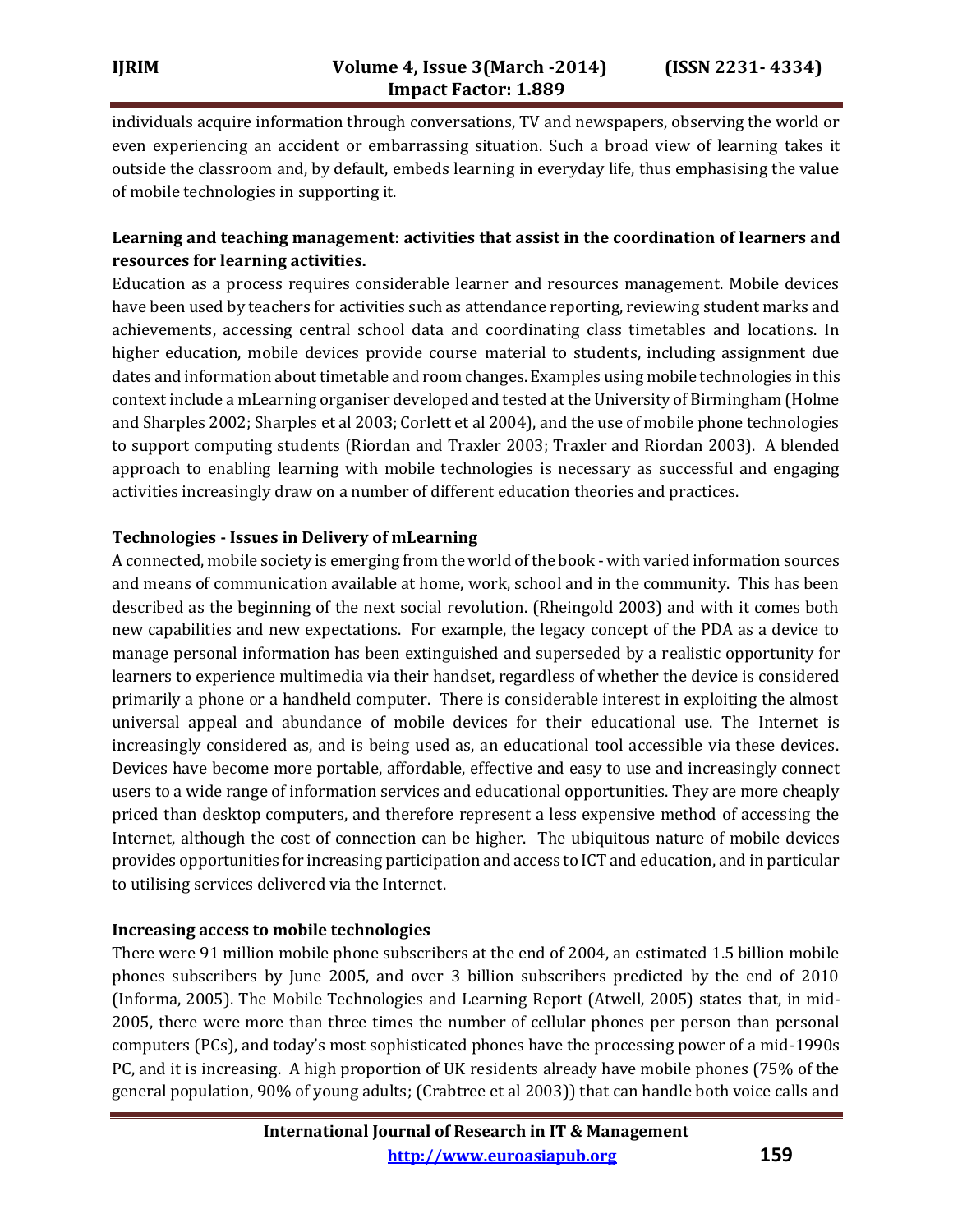individuals acquire information through conversations, TV and newspapers, observing the world or even experiencing an accident or embarrassing situation. Such a broad view of learning takes it outside the classroom and, by default, embeds learning in everyday life, thus emphasising the value of mobile technologies in supporting it.

**Learning and teaching management: activities that assist in the coordination of learners and resources for learning activities.**

Education as a process requires considerable learner and resources management. Mobile devices have been used by teachers for activities such as attendance reporting, reviewing student marks and achievements, accessing central school data and coordinating class timetables and locations. In higher education, mobile devices provide course material to students, including assignment due dates and information about timetable and room changes. Examples using mobile technologies in this context include a mLearning organiser developed and tested at the University of Birmingham (Holme and Sharples 2002; Sharples et al 2003; Corlett et al 2004), and the use of mobile phone technologies to support computing students (Riordan and Traxler 2003; Traxler and Riordan 2003). A blended approach to enabling learning with mobile technologies is necessary as successful and engaging activities increasingly draw on a number of different education theories and practices.

**Technologies - Issues in Delivery of mLearning**

A connected, mobile society is emerging from the world of the book - with varied information sources and means of communication available at home, work, school and in the community. This has been described as the beginning of the next social revolution. (Rheingold 2003) and with it comes both new capabilities and new expectations. For example, the legacy concept of the PDA as a device to manage personal information has been extinguished and superseded by a realistic opportunity for learners to experience multimedia via their handset, regardless of whether the device is considered primarily a phone or a handheld computer. There is considerable interest in exploiting the almost universal appeal and abundance of mobile devices for their educational use. The Internet is increasingly considered as, and is being used as, an educational tool accessible via these devices. Devices have become more portable, affordable, effective and easy to use and increasingly connect users to a wide range of information services and educational opportunities. They are more cheaply priced than desktop computers, and therefore represent a less expensive method of accessing the Internet, although the cost of connection can be higher. The ubiquitous nature of mobile devices provides opportunities for increasing participation and access to ICT and education, and in particular to utilising services delivered via the Internet.

**Increasing access to mobile technologies**

There were 91 million mobile phone subscribers at the end of 2004, an estimated 1.5 billion mobile phones subscribers by June 2005, and over 3 billion subscribers predicted by the end of 2010 (Informa, 2005). The Mobile Technologies and Learning Report (Atwell, 2005) states that, in mid-2005, there were more than three times the number of cellular phones per person than personal computers (PCs), and today's most sophisticated phones have the processing power of a mid-1990s PC, and it is increasing. A high proportion of UK residents already have mobile phones (75% of the general population, 90% of young adults; (Crabtree et al 2003)) that can handle both voice calls and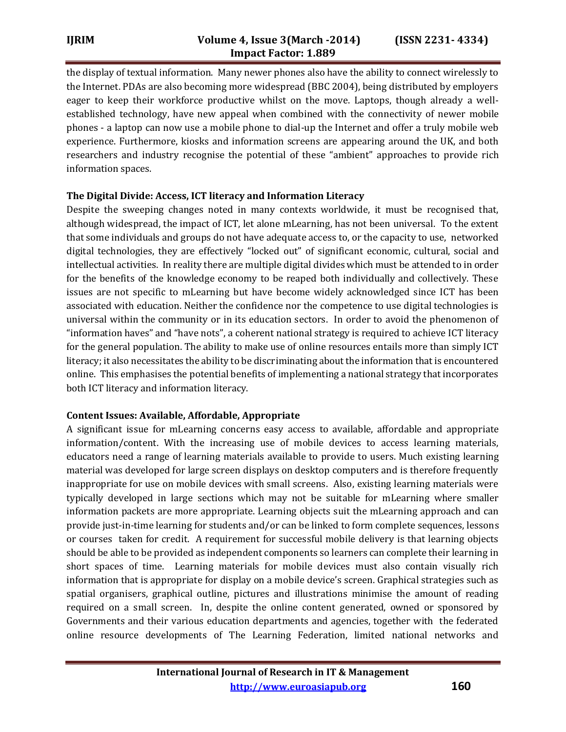the display of textual information. Many newer phones also have the ability to connect wirelessly to the Internet. PDAs are also becoming more widespread (BBC 2004), being distributed by employers eager to keep their workforce productive whilst on the move. Laptops, though already a well-established technology, have new appeal when combined with the connectivity of newer mobile phones - a laptop can now use a mobile phone to dial-up the Internet and offer a truly mobile web experience. Furthermore, kiosks and information screens are appearing around the UK, and both researchers and industry recognise the potential of these "ambient" approaches to provide rich information spaces.

**The Digital Divide: Access, ICT literacy and Information Literacy**

Despite the sweeping changes noted in many contexts worldwide, it must be recognised that, although widespread, the impact of ICT, let alone mLearning, has not been universal. To the extent that some individuals and groups do not have adequate access to, or the capacity to use, networked digital technologies, they are effectively "locked out" of significant economic, cultural, social and intellectual activities. In reality there are multiple digital divides which must be attended to in order for the benefits of the knowledge economy to be reaped both individually and collectively. These issues are not specific to mLearning but have become widely acknowledged since ICT has been associated with education. Neither the confidence nor the competence to use digital technologies is universal within the community or in its education sectors. In order to avoid the phenomenon of "information haves" and "have nots", a coherent national strategy is required to achieve ICT literacy for the general population. The ability to make use of online resources entails more than simply ICT literacy; it also necessitates the ability to be discriminating about the information that is encountered online. This emphasises the potential benefits of implementing a national strategy that incorporates both ICT literacy and information literacy.

**Content Issues: Available, Affordable, Appropriate**

A significant issue for mLearning concerns easy access to available, affordable and appropriate information/content. With the increasing use of mobile devices to access learning materials, educators need a range of learning materials available to provide to users. Much existing learning material was developed for large screen displays on desktop computers and is therefore frequently inappropriate for use on mobile devices with small screens. Also, existing learning materials were typically developed in large sections which may not be suitable for mLearning where smaller information packets are more appropriate. Learning objects suit the mLearning approach and can provide just-in-time learning for students and/or can be linked to form complete sequences, lessons or courses taken for credit. A requirement for successful mobile delivery is that learning objects should be able to be provided as independent components so learners can complete their learning in short spaces of time. Learning materials for mobile devices must also contain visually rich information that is appropriate for display on a mobile device's screen. Graphical strategies such as spatial organisers, graphical outline, pictures and illustrations minimise the amount of reading required on a small screen. In, despite the online content generated, owned or sponsored by Governments and their various education departments and agencies, together with the federated online resource developments of The Learning Federation, limited national networks and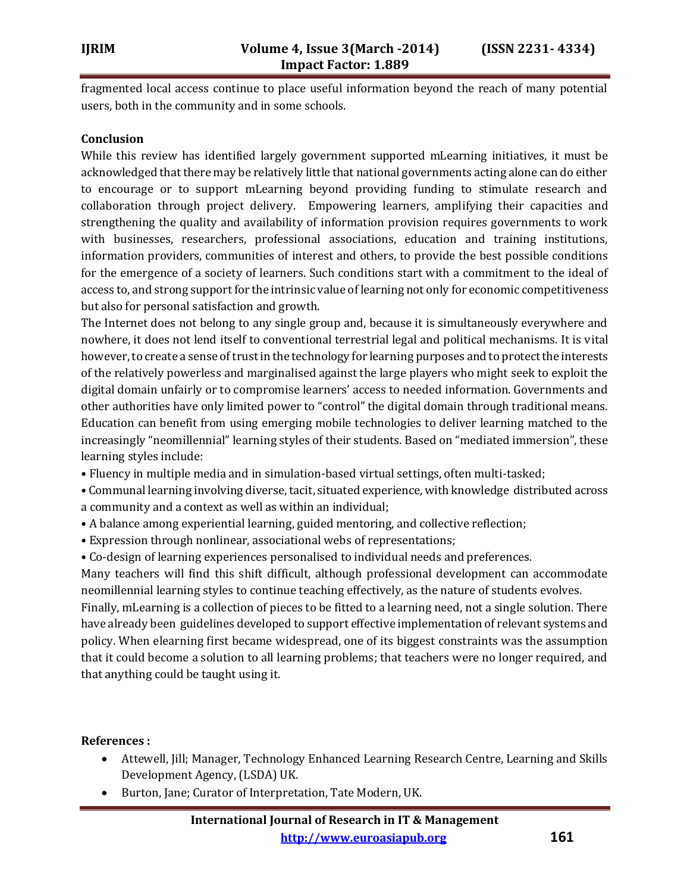fragmented local access continue to place useful information beyond the reach of many potential users, both in the community and in some schools.

## Conclusion

While this review has identified largely government supported mLearning initiatives, it must be acknowledged that there may be relatively little that national governments acting alone can do either to encourage or to support mLearning beyond providing funding to stimulate research and collaboration through project delivery. Empowering learners, amplifying their capacities and strengthening the quality and availability of information provision requires governments to work with businesses, researchers, professional associations, education and training institutions, information providers, communities of interest and others, to provide the best possible conditions for the emergence of a society of learners. Such conditions start with a commitment to the ideal of access to, and strong support for the intrinsic value of learning not only for economic competitiveness but also for personal satisfaction and growth.

The Internet does not belong to any single group and, because it is simultaneously everywhere and nowhere, it does not lend itself to conventional terrestrial legal and political mechanisms. It is vital however, to create a sense of trust in the technology for learning purposes and to protect the interests of the relatively powerless and marginalised against the large players who might seek to exploit the digital domain unfairly or to compromise learners' access to needed information. Governments and other authorities have only limited power to "control" the digital domain through traditional means. Education can benefit from using emerging mobile technologies to deliver learning matched to the increasingly "neomillennial" learning styles of their students. Based on "mediated immersion", these learning styles include:

- Fluency in multiple media and in simulation-based virtual settings, often multi-tasked;
- Communal learning involving diverse, tacit, situated experience, with knowledge distributed across a community and a context as well as within an individual;
- A balance among experiential learning, guided mentoring, and collective reflection;
- Expression through nonlinear, associational webs of representations;
- Co-design of learning experiences personalised to individual needs and preferences.

Many teachers will find this shift difficult, although professional development can accommodate neomillennial learning styles to continue teaching effectively, as the nature of students evolves.

Finally, mLearning is a collection of pieces to be fitted to a learning need, not a single solution. There have already been guidelines developed to support effective implementation of relevant systems and policy. When elearning first became widespread, one of its biggest constraints was the assumption that it could become a solution to all learning problems; that teachers were no longer required, and that anything could be taught using it.

## References :

- Attewell, Jill; Manager, Technology Enhanced Learning Research Centre, Learning and Skills Development Agency, (LSDA) UK.
- Burton, Jane; Curator of Interpretation, Tate Modern, UK.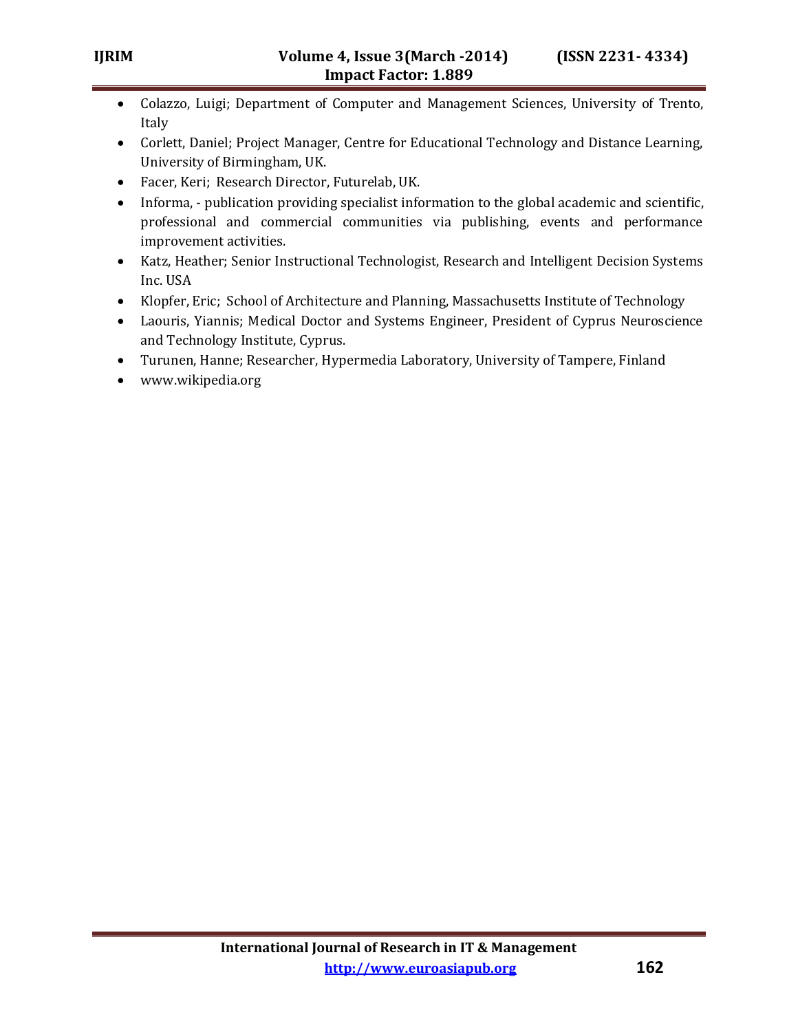- Colazzo, Luigi; Department of Computer and Management Sciences, University of Trento, Italy
- Corlett, Daniel; Project Manager, Centre for Educational Technology and Distance Learning, University of Birmingham, UK.
- Facer, Keri; Research Director, Futurelab, UK.
- Informa, - publication providing specialist information to the global academic and scientific, professional and commercial communities via publishing, events and performance improvement activities.
- Katz, Heather; Senior Instructional Technologist, Research and Intelligent Decision Systems Inc. USA
- Klopfer, Eric; School of Architecture and Planning, Massachusetts Institute of Technology
- Laouris, Yiannis; Medical Doctor and Systems Engineer, President of Cyprus Neuroscience and Technology Institute, Cyprus.
- Turunen, Hanne; Researcher, Hypermedia Laboratory, University of Tampere, Finland
- www.wikipedia.org